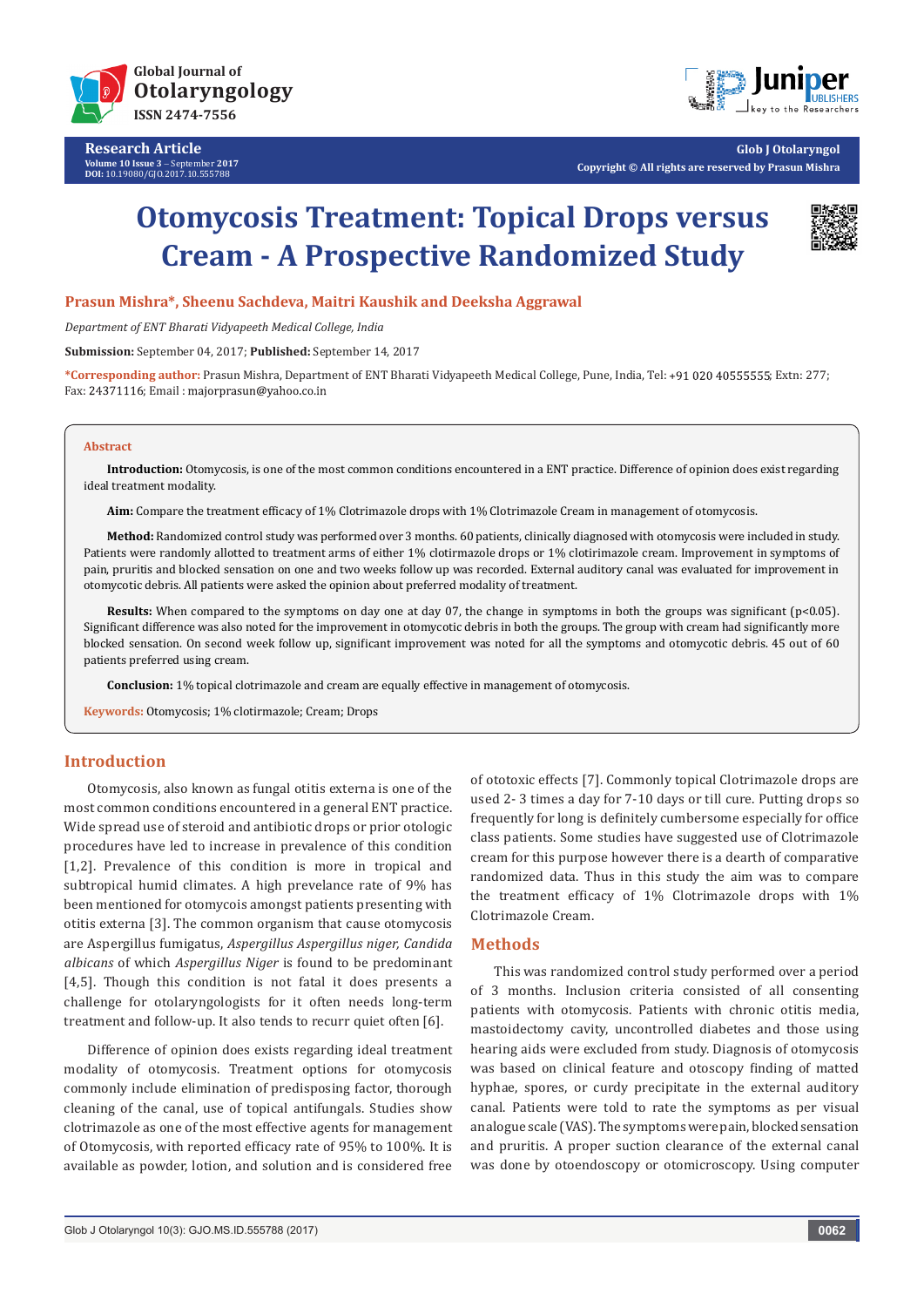Research Article
Volume 10 Issue 3 – September 2017
DOI: 10.19080/GJO.2017.10.555788

Glob J Otolaryngol
Copyright © All rights are reserved by Prasun Mishra

# Otomycosis Treatment: Topical Drops versus Cream - A Prospective Randomized Study

**Prasun Mishra*, Sheenu Sachdeva, Maitri Kaushik and Deeksha Aggrawal**

*Department of ENT Bharati Vidyapeeth Medical College, India*

**Submission:** September 04, 2017; **Published:** September 14, 2017

***Corresponding author:** Prasun Mishra, Department of ENT Bharati Vidyapeeth Medical College, Pune, India, Tel: +91 020 40555555; Extn: 277; Fax: 24371116; Email : majorprasun@yahoo.co.in

## Abstract

**Introduction:** Otomycosis, is one of the most common conditions encountered in a ENT practice. Difference of opinion does exist regarding ideal treatment modality.

**Aim:** Compare the treatment efficacy of 1% Clotrimazole drops with 1% Clotrimazole Cream in management of otomycosis.

**Method:** Randomized control study was performed over 3 months. 60 patients, clinically diagnosed with otomycosis were included in study. Patients were randomly allotted to treatment arms of either 1% clotirmazole drops or 1% clotirimazole cream. Improvement in symptoms of pain, pruritis and blocked sensation on one and two weeks follow up was recorded. External auditory canal was evaluated for improvement in otomycotic debris. All patients were asked the opinion about preferred modality of treatment.

**Results:** When compared to the symptoms on day one at day 07, the change in symptoms in both the groups was significant ($p<0.05$). Significant difference was also noted for the improvement in otomycotic debris in both the groups. The group with cream had significantly more blocked sensation. On second week follow up, significant improvement was noted for all the symptoms and otomycotic debris. 45 out of 60 patients preferred using cream.

**Conclusion:** 1% topical clotrimazole and cream are equally effective in management of otomycosis.

**Keywords:** Otomycosis; 1% clotirmazole; Cream; Drops

## Introduction

Otomycosis, also known as fungal otitis externa is one of the most common conditions encountered in a general ENT practice. Wide spread use of steroid and antibiotic drops or prior otologic procedures have led to increase in prevalence of this condition [1,2]. Prevalence of this condition is more in tropical and subtropical humid climates. A high prevelance rate of 9% has been mentioned for otomycois amongst patients presenting with otitis externa [3]. The common organism that cause otomycosis are Aspergillus fumigatus, *Aspergillus Aspergillus niger, Candida albicans* of which *Aspergillus Niger* is found to be predominant [4,5]. Though this condition is not fatal it does presents a challenge for otolaryngologists for it often needs long-term treatment and follow-up. It also tends to recurr quiet often [6].

Difference of opinion does exists regarding ideal treatment modality of otomycosis. Treatment options for otomycosis commonly include elimination of predisposing factor, thorough cleaning of the canal, use of topical antifungals. Studies show clotrimazole as one of the most effective agents for management of Otomycosis, with reported efficacy rate of 95% to 100%. It is available as powder, lotion, and solution and is considered free of ototoxic effects [7]. Commonly topical Clotrimazole drops are used 2- 3 times a day for 7-10 days or till cure. Putting drops so frequently for long is definitely cumbersome especially for office class patients. Some studies have suggested use of Clotrimazole cream for this purpose however there is a dearth of comparative randomized data. Thus in this study the aim was to compare the treatment efficacy of 1% Clotrimazole drops with 1% Clotrimazole Cream.

## Methods

This was randomized control study performed over a period of 3 months. Inclusion criteria consisted of all consenting patients with otomycosis. Patients with chronic otitis media, mastoidectomy cavity, uncontrolled diabetes and those using hearing aids were excluded from study. Diagnosis of otomycosis was based on clinical feature and otoscopy finding of matted hyphae, spores, or curdy precipitate in the external auditory canal. Patients were told to rate the symptoms as per visual analogue scale (VAS). The symptoms were pain, blocked sensation and pruritis. A proper suction clearance of the external canal was done by otoendoscopy or otomicroscopy. Using computer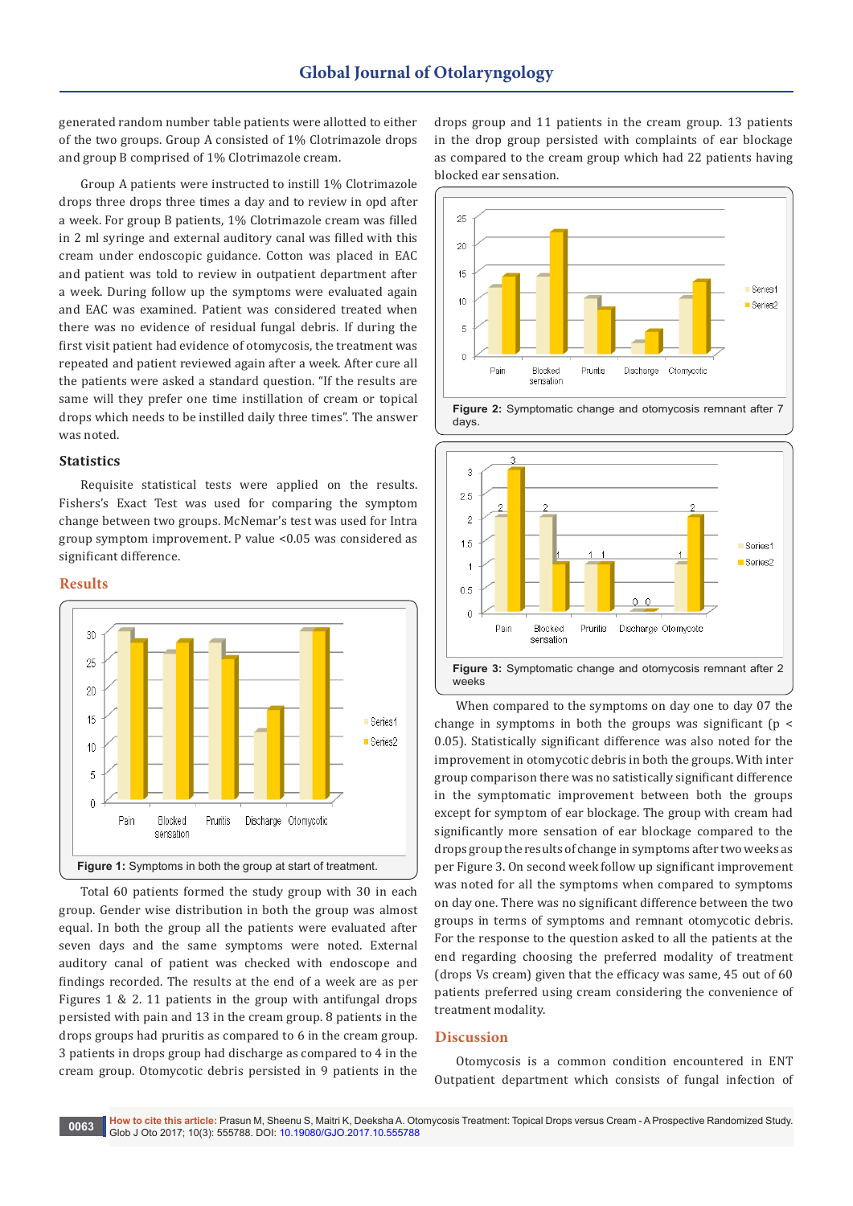generated random number table patients were allotted to either of the two groups. Group A consisted of 1% Clotrimazole drops and group B comprised of 1% Clotrimazole cream.

Group A patients were instructed to instill 1% Clotrimazole drops three drops three times a day and to review in opd after a week. For group B patients, 1% Clotrimazole cream was filled in 2 ml syringe and external auditory canal was filled with this cream under endoscopic guidance. Cotton was placed in EAC and patient was told to review in outpatient department after a week. During follow up the symptoms were evaluated again and EAC was examined. Patient was considered treated when there was no evidence of residual fungal debris. If during the first visit patient had evidence of otomycosis, the treatment was repeated and patient reviewed again after a week. After cure all the patients were asked a standard question. "If the results are same will they prefer one time instillation of cream or topical drops which needs to be instilled daily three times". The answer was noted.

### Statistics

Requisite statistical tests were applied on the results. Fishers's Exact Test was used for comparing the symptom change between two groups. McNemar's test was used for Intra group symptom improvement. P value <0.05 was considered as significant difference.

## Results

Figure 1: Symptoms in both the group at start of treatment.

Total 60 patients formed the study group with 30 in each group. Gender wise distribution in both the group was almost equal. In both the group all the patients were evaluated after seven days and the same symptoms were noted. External auditory canal of patient was checked with endoscope and findings recorded. The results at the end of a week are as per Figures 1 & 2. 11 patients in the group with antifungal drops persisted with pain and 13 in the cream group. 8 patients in the drops groups had pruritis as compared to 6 in the cream group. 3 patients in drops group had discharge as compared to 4 in the cream group. Otomycotic debris persisted in 9 patients in the drops group and 11 patients in the cream group. 13 patients in the drop group persisted with complaints of ear blockage as compared to the cream group which had 22 patients having blocked ear sensation.

Figure 2: Symptomatic change and otomycosis remnant after 7 days.

Figure 3: Symptomatic change and otomycosis remnant after 2 weeks

When compared to the symptoms on day one to day 07 the change in symptoms in both the groups was significant ($p < 0.05$). Statistically significant difference was also noted for the improvement in otomycotic debris in both the groups. With inter group comparison there was no satistically significant difference in the symptomatic improvement between both the groups except for symptom of ear blockage. The group with cream had significantly more sensation of ear blockage compared to the drops group the results of change in symptoms after two weeks as per Figure 3. On second week follow up significant improvement was noted for all the symptoms when compared to symptoms on day one. There was no significant difference between the two groups in terms of symptoms and remnant otomycotic debris. For the response to the question asked to all the patients at the end regarding choosing the preferred modality of treatment (drops Vs cream) given that the efficacy was same, 45 out of 60 patients preferred using cream considering the convenience of treatment modality.

## Discussion

Otomycosis is a common condition encountered in ENT Outpatient department which consists of fungal infection of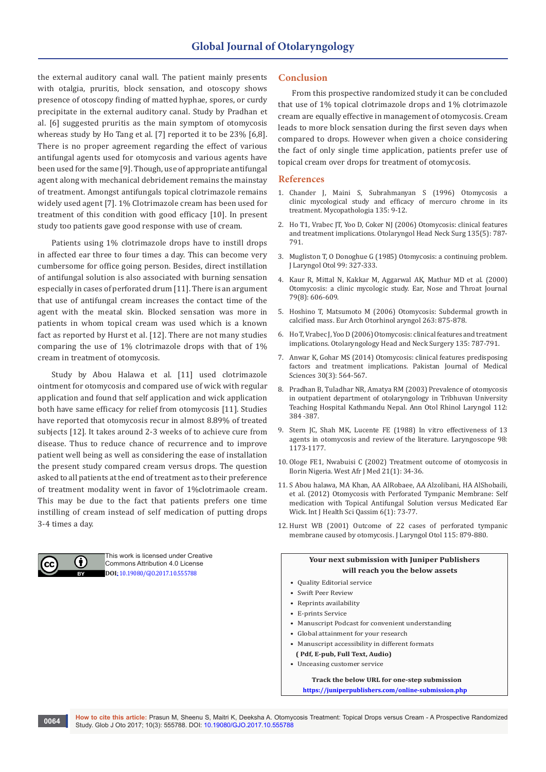the external auditory canal wall. The patient mainly presents with otalgia, pruritis, block sensation, and otoscopy shows presence of otoscopy finding of matted hyphae, spores, or curdy precipitate in the external auditory canal. Study by Pradhan et al. [6] suggested pruritis as the main symptom of otomycosis whereas study by Ho Tang et al. [7] reported it to be 23% [6,8]. There is no proper agreement regarding the effect of various antifungal agents used for otomycosis and various agents have been used for the same [9]. Though, use of appropriate antifungal agent along with mechanical debridement remains the mainstay of treatment. Amongst antifungals topical clotrimazole remains widely used agent [7]. 1% Clotrimazole cream has been used for treatment of this condition with good efficacy [10]. In present study too patients gave good response with use of cream.

Patients using 1% clotrimazole drops have to instill drops in affected ear three to four times a day. This can become very cumbersome for office going person. Besides, direct installation of antifungal solution is also associated with burning sensation especially in cases of perforated drum [11]. There is an argument that use of antifungal cream increases the contact time of the agent with the meatal skin. Blocked sensation was more in patients in whom topical cream was used which is a known fact as reported by Hurst et al. [12]. There are not many studies comparing the use of 1% clotrimazole drops with that of 1% cream in treatment of otomycosis.

Study by Abou Halawa et al. [11] used clotrimazole ointment for otomycosis and compared use of wick with regular application and found that self application and wick application both have same efficacy for relief from otomycosis [11]. Studies have reported that otomycosis recur in almost 8.89% of treated subjects [12]. It takes around 2-3 weeks of to achieve cure from disease. Thus to reduce chance of recurrence and to improve patient well being as well as considering the ease of installation the present study compared cream versus drops. The question asked to all patients at the end of treatment as to their preference of treatment modality went in favor of 1%clotrimaole cream. This may be due to the fact that patients prefers one time instilling of cream instead of self medication of putting drops 3-4 times a day.

## Conclusion

From this prospective randomized study it can be concluded that use of 1% topical clotrimazole drops and 1% clotrimazole cream are equally effective in management of otomycosis. Cream leads to more block sensation during the first seven days when compared to drops. However when given a choice considering the fact of only single time application, patients prefer use of topical cream over drops for treatment of otomycosis.

## References

1. Chander J, Maini S, Subrahmanyan S (1996) Otomycosis a clinic mycological study and efficacy of mercuro chrome in its treatment. Mycopathologia 135: 9-12.
2. Ho T1, Vrabec JT, Yoo D, Coker NJ (2006) Otomycosis: clinical features and treatment implications. Otolaryngol Head Neck Surg 135(5): 787-791.
3. Mugliston T, O Donoghue G (1985) Otomycosis: a continuing problem. J Laryngol Otol 99: 327-333.
4. Kaur R, Mittal N, Kakkar M, Aggarwal AK, Mathur MD et al. (2000) Otomycosis: a clinic mycologic study. Ear, Nose and Throat Journal 79(8): 606-609.
5. Hoshino T, Matsumoto M (2006) Otomycosis: Subdermal growth in calcified mass. Eur Arch Otorhinol aryngol 263: 875-878.
6. Ho T, Vrabec J, Yoo D (2006) Otomycosis: clinical features and treatment implications. Otolaryngology Head and Neck Surgery 135: 787-791.
7. Anwar K, Gohar MS (2014) Otomycosis: clinical features predisposing factors and treatment implications. Pakistan Journal of Medical Sciences 30(3): 564-567.
8. Pradhan B, Tuladhar NR, Amatya RM (2003) Prevalence of otomycosis in outpatient department of otolaryngology in Tribhuvan University Teaching Hospital Kathmandu Nepal. Ann Otol Rhinol Laryngol 112: 384 -387.
9. Stern JC, Shah MK, Lucente FE (1988) In vitro effectiveness of 13 agents in otomycosis and review of the literature. Laryngoscope 98: 1173-1177.
10. Ologe FE1, Nwabuisi C (2002) Treatment outcome of otomycosis in Ilorin Nigeria. West Afr J Med 21(1): 34-36.
11. S Abou halawa, MA Khan, AA AlRobaee, AA Alzolibani, HA AlShobaili, et al. (2012) Otomycosis with Perforated Tympanic Membrane: Self medication with Topical Antifungal Solution versus Medicated Ear Wick. Int J Health Sci Qassim 6(1): 73-77.
12. Hurst WB (2001) Outcome of 22 cases of perforated tympanic membrane caused by otomycosis. J Laryngol Otol 115: 879-880.

This work is licensed under Creative Commons Attribution 4.0 License
DOI: 10.19080/GJO.2017.10.555788

**Your next submission with Juniper Publishers will reach you the below assets**

- Quality Editorial service
- Swift Peer Review
- Reprints availability
- E-prints Service
- Manuscript Podcast for convenient understanding
- Global attainment for your research
- Manuscript accessibility in different formats
  **( Pdf, E-pub, Full Text, Audio)**
- Unceasing customer service

**Track the below URL for one-step submission**
https://juniperpublishers.com/online-submission.php

**How to cite this article:** Prasun M, Sheenu S, Maitri K, Deeksha A. Otomycosis Treatment: Topical Drops versus Cream - A Prospective Randomized Study. Glob J Oto 2017; 10(3): 555788. DOI: 10.19080/GJO.2017.10.555788